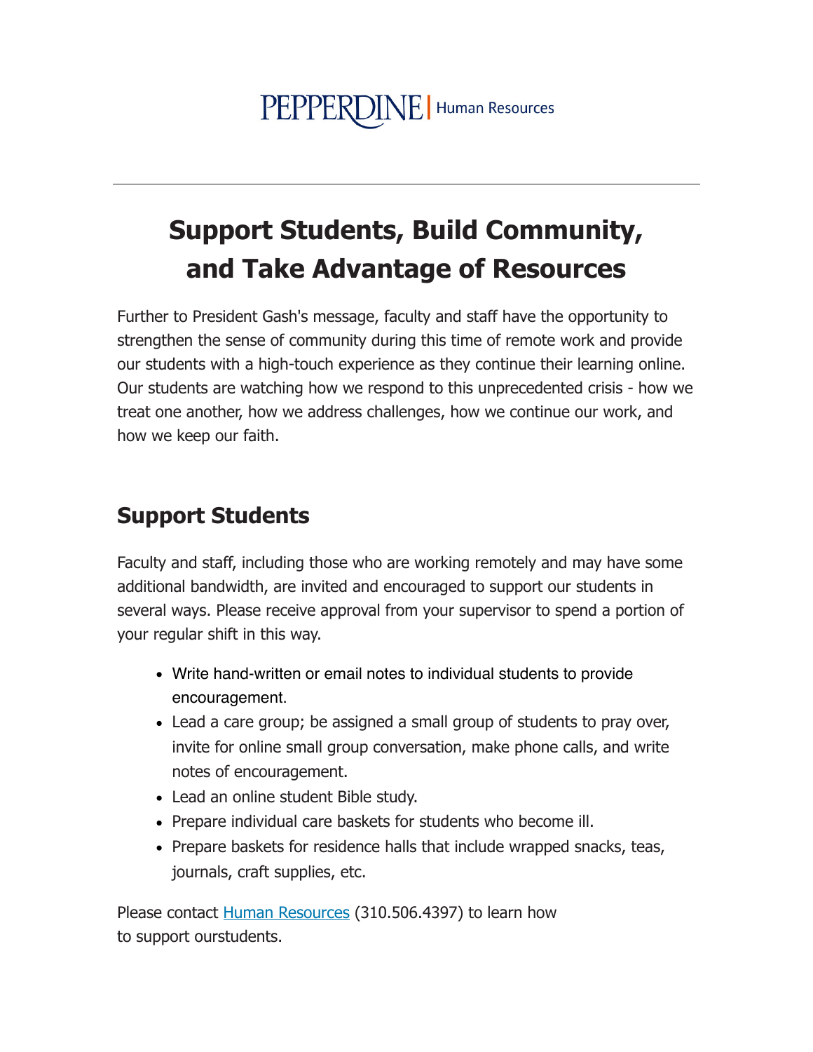PEPPERDINE | Human Resources

---

# Support Students, Build Community, and Take Advantage of Resources

Further to President Gash's message, faculty and staff have the opportunity to strengthen the sense of community during this time of remote work and provide our students with a high-touch experience as they continue their learning online. Our students are watching how we respond to this unprecedented crisis - how we treat one another, how we address challenges, how we continue our work, and how we keep our faith.

## Support Students

Faculty and staff, including those who are working remotely and may have some additional bandwidth, are invited and encouraged to support our students in several ways. Please receive approval from your supervisor to spend a portion of your regular shift in this way.

- Write hand-written or email notes to individual students to provide encouragement.
- Lead a care group; be assigned a small group of students to pray over, invite for online small group conversation, make phone calls, and write notes of encouragement.
- Lead an online student Bible study.
- Prepare individual care baskets for students who become ill.
- Prepare baskets for residence halls that include wrapped snacks, teas, journals, craft supplies, etc.

Please contact Human Resources (310.506.4397) to learn how to support ourstudents.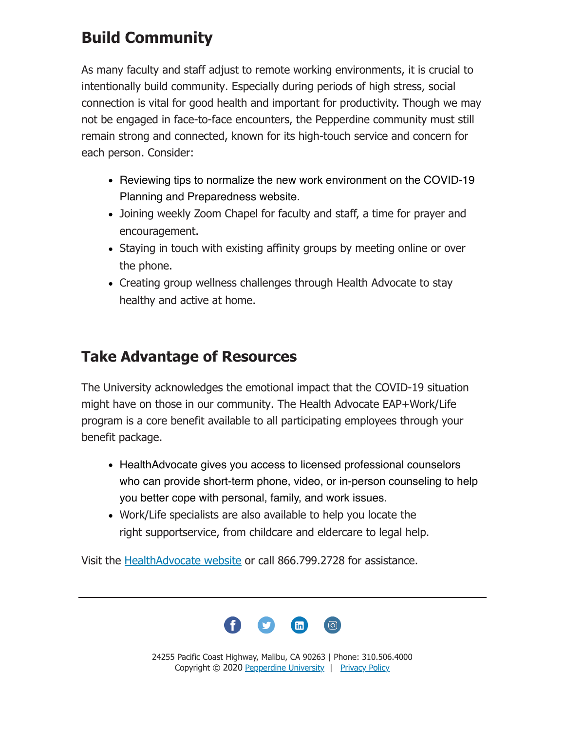## Build Community

As many faculty and staff adjust to remote working environments, it is crucial to intentionally build community. Especially during periods of high stress, social connection is vital for good health and important for productivity. Though we may not be engaged in face-to-face encounters, the Pepperdine community must still remain strong and connected, known for its high-touch service and concern for each person. Consider:

- Reviewing tips to normalize the new work environment on the COVID-19 Planning and Preparedness website.
- Joining weekly Zoom Chapel for faculty and staff, a time for prayer and encouragement.
- Staying in touch with existing affinity groups by meeting online or over the phone.
- Creating group wellness challenges through Health Advocate to stay healthy and active at home.

## Take Advantage of Resources

The University acknowledges the emotional impact that the COVID-19 situation might have on those in our community. The Health Advocate EAP+Work/Life program is a core benefit available to all participating employees through your benefit package.

- HealthAdvocate gives you access to licensed professional counselors who can provide short-term phone, video, or in-person counseling to help you better cope with personal, family, and work issues.
- Work/Life specialists are also available to help you locate the right supportservice, from childcare and eldercare to legal help.

Visit the HealthAdvocate website or call 866.799.2728 for assistance.

---

24255 Pacific Coast Highway, Malibu, CA 90263 | Phone: 310.506.4000
Copyright © 2020 Pepperdine University | Privacy Policy